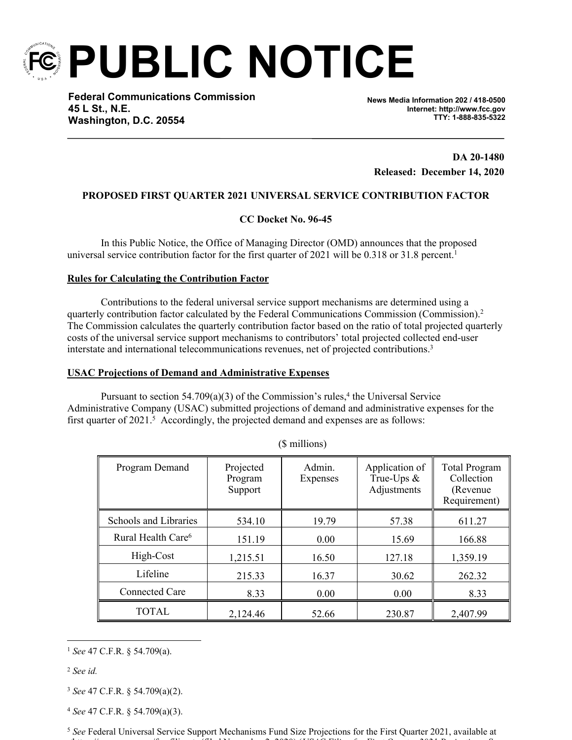# PUBLIC NOTICE

**Federal Communications Commission**
**45 L St., N.E.**
**Washington, D.C. 20554**

**News Media Information 202 / 418-0500**
**Internet: http://www.fcc.gov**
**TTY: 1-888-835-5322**

**DA 20-1480**
**Released: December 14, 2020**

**PROPOSED FIRST QUARTER 2021 UNIVERSAL SERVICE CONTRIBUTION FACTOR**

**CC Docket No. 96-45**

In this Public Notice, the Office of Managing Director (OMD) announces that the proposed universal service contribution factor for the first quarter of 2021 will be 0.318 or 31.8 percent.[1]

**Rules for Calculating the Contribution Factor**

Contributions to the federal universal service support mechanisms are determined using a quarterly contribution factor calculated by the Federal Communications Commission (Commission).[2] The Commission calculates the quarterly contribution factor based on the ratio of total projected quarterly costs of the universal service support mechanisms to contributors' total projected collected end-user interstate and international telecommunications revenues, net of projected contributions.[3]

**USAC Projections of Demand and Administrative Expenses**

Pursuant to section 54.709(a)(3) of the Commission's rules,[4] the Universal Service Administrative Company (USAC) submitted projections of demand and administrative expenses for the first quarter of 2021.[5] Accordingly, the projected demand and expenses are as follows:

($ millions)

| Program Demand | Projected Program Support | Admin. Expenses | Application of True-Ups & Adjustments | Total Program Collection (Revenue Requirement) |
|---|---|---|---|---|
| Schools and Libraries | 534.10 | 19.79 | 57.38 | 611.27 |
| Rural Health Care[6] | 151.19 | 0.00 | 15.69 | 166.88 |
| High-Cost | 1,215.51 | 16.50 | 127.18 | 1,359.19 |
| Lifeline | 215.33 | 16.37 | 30.62 | 262.32 |
| Connected Care | 8.33 | 0.00 | 0.00 | 8.33 |
| TOTAL | 2,124.46 | 52.66 | 230.87 | 2,407.99 |

[1] *See* 47 C.F.R. § 54.709(a).

[2] *See id.*

[3] *See* 47 C.F.R. § 54.709(a)(2).

[4] *See* 47 C.F.R. § 54.709(a)(3).

[5] *See* Federal Universal Service Support Mechanisms Fund Size Projections for the First Quarter 2021, available at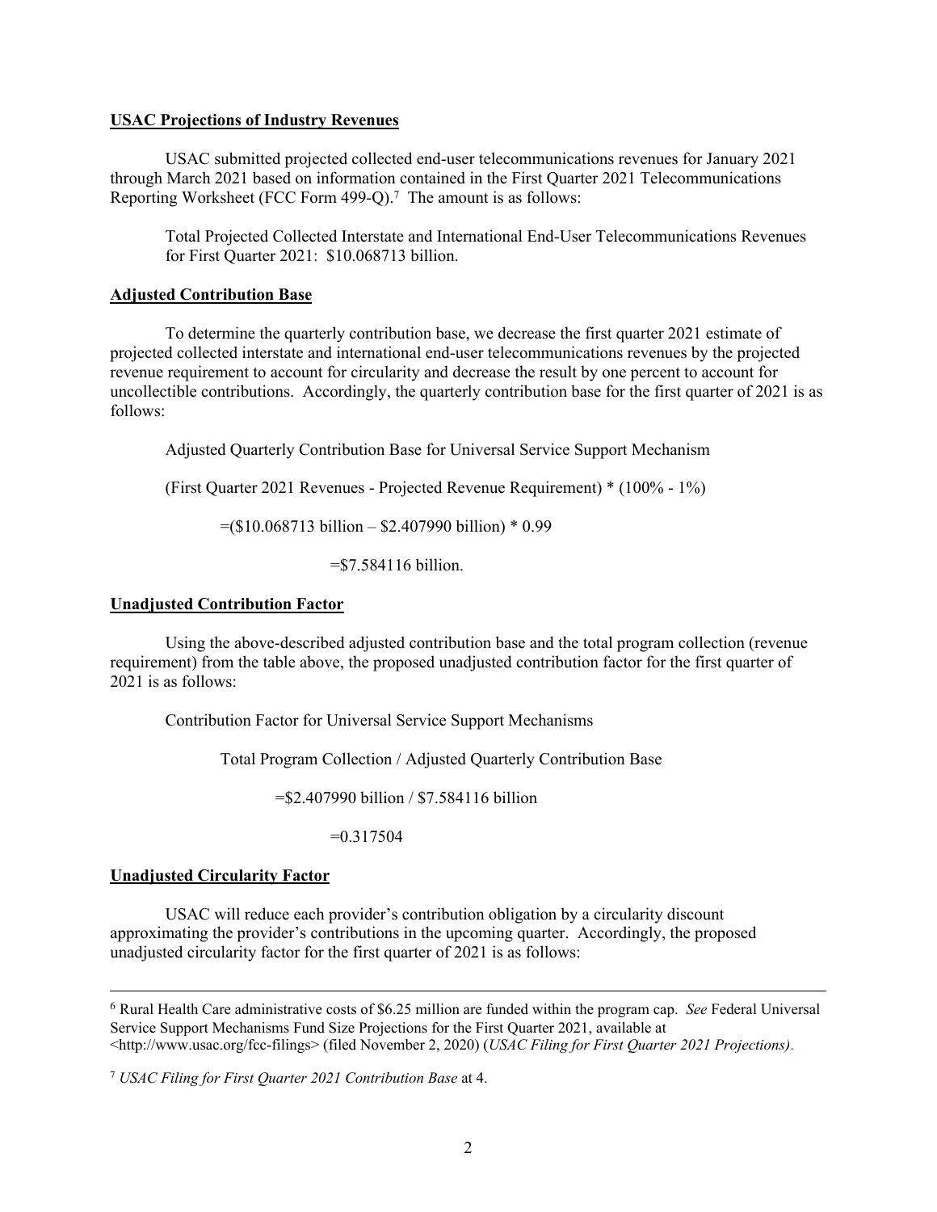**USAC Projections of Industry Revenues**

USAC submitted projected collected end-user telecommunications revenues for January 2021 through March 2021 based on information contained in the First Quarter 2021 Telecommunications Reporting Worksheet (FCC Form 499-Q).[7] The amount is as follows:

Total Projected Collected Interstate and International End-User Telecommunications Revenues for First Quarter 2021: $10.068713 billion.

**Adjusted Contribution Base**

To determine the quarterly contribution base, we decrease the first quarter 2021 estimate of projected collected interstate and international end-user telecommunications revenues by the projected revenue requirement to account for circularity and decrease the result by one percent to account for uncollectible contributions. Accordingly, the quarterly contribution base for the first quarter of 2021 is as follows:

Adjusted Quarterly Contribution Base for Universal Service Support Mechanism

(First Quarter 2021 Revenues - Projected Revenue Requirement) * (100% - 1%)

=($10.068713 billion – $2.407990 billion) * 0.99

=$7.584116 billion.

**Unadjusted Contribution Factor**

Using the above-described adjusted contribution base and the total program collection (revenue requirement) from the table above, the proposed unadjusted contribution factor for the first quarter of 2021 is as follows:

Contribution Factor for Universal Service Support Mechanisms

Total Program Collection / Adjusted Quarterly Contribution Base

=$2.407990 billion / $7.584116 billion

=0.317504

**Unadjusted Circularity Factor**

USAC will reduce each provider's contribution obligation by a circularity discount approximating the provider's contributions in the upcoming quarter. Accordingly, the proposed unadjusted circularity factor for the first quarter of 2021 is as follows:

---

[6] Rural Health Care administrative costs of $6.25 million are funded within the program cap. *See* Federal Universal Service Support Mechanisms Fund Size Projections for the First Quarter 2021, available at <http://www.usac.org/fcc-filings> (filed November 2, 2020) (*USAC Filing for First Quarter 2021 Projections)*.

[7] *USAC Filing for First Quarter 2021 Contribution Base* at 4.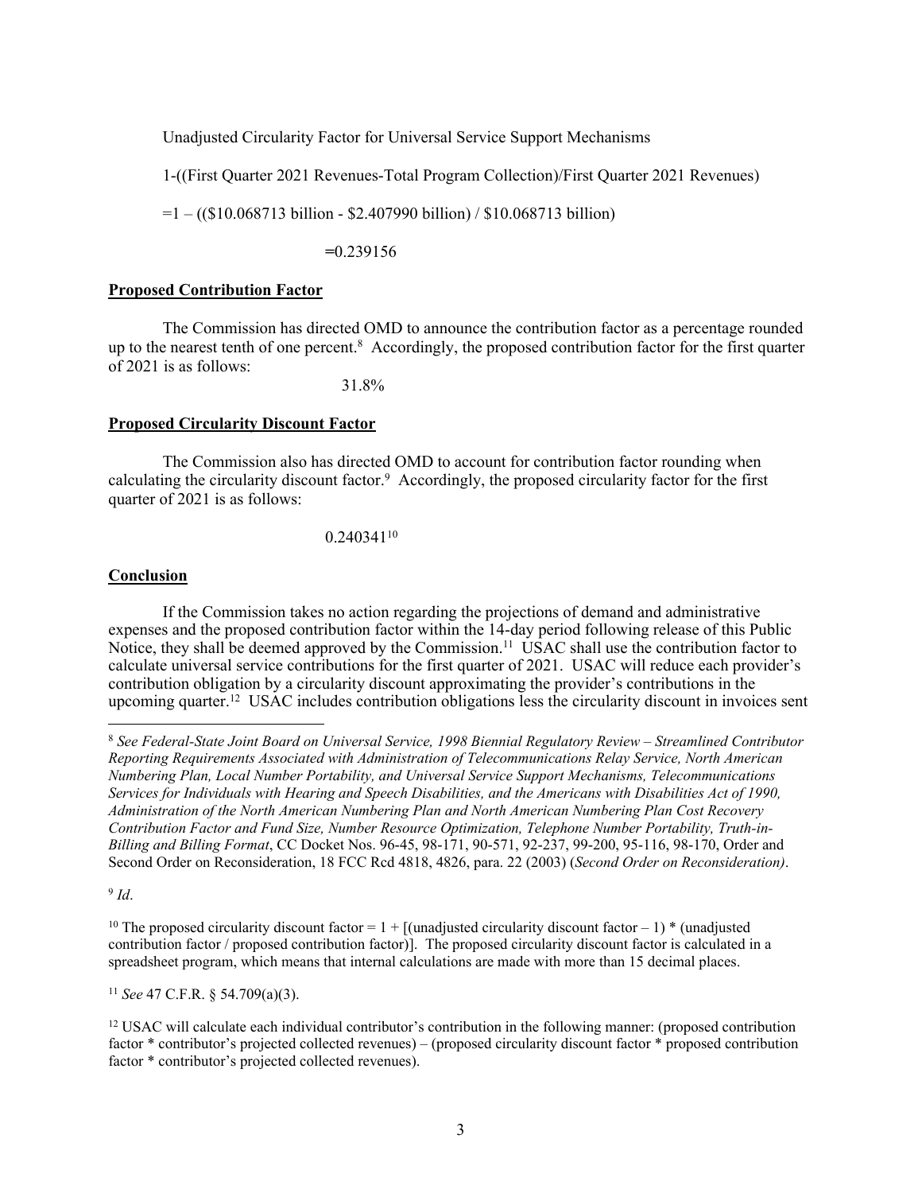Unadjusted Circularity Factor for Universal Service Support Mechanisms

1-((First Quarter 2021 Revenues-Total Program Collection)/First Quarter 2021 Revenues)

=1 – (($10.068713 billion - $2.407990 billion) / $10.068713 billion)

=0.239156

**Proposed Contribution Factor**

The Commission has directed OMD to announce the contribution factor as a percentage rounded up to the nearest tenth of one percent.[8] Accordingly, the proposed contribution factor for the first quarter of 2021 is as follows:

31.8%

**Proposed Circularity Discount Factor**

The Commission also has directed OMD to account for contribution factor rounding when calculating the circularity discount factor.[9] Accordingly, the proposed circularity factor for the first quarter of 2021 is as follows:

0.240341[10]

**Conclusion**

If the Commission takes no action regarding the projections of demand and administrative expenses and the proposed contribution factor within the 14-day period following release of this Public Notice, they shall be deemed approved by the Commission.[11] USAC shall use the contribution factor to calculate universal service contributions for the first quarter of 2021. USAC will reduce each provider's contribution obligation by a circularity discount approximating the provider's contributions in the upcoming quarter.[12] USAC includes contribution obligations less the circularity discount in invoices sent

---

[8] *See Federal-State Joint Board on Universal Service, 1998 Biennial Regulatory Review – Streamlined Contributor Reporting Requirements Associated with Administration of Telecommunications Relay Service, North American Numbering Plan, Local Number Portability, and Universal Service Support Mechanisms, Telecommunications Services for Individuals with Hearing and Speech Disabilities, and the Americans with Disabilities Act of 1990, Administration of the North American Numbering Plan and North American Numbering Plan Cost Recovery Contribution Factor and Fund Size, Number Resource Optimization, Telephone Number Portability, Truth-in-Billing and Billing Format*, CC Docket Nos. 96-45, 98-171, 90-571, 92-237, 99-200, 95-116, 98-170, Order and Second Order on Reconsideration, 18 FCC Rcd 4818, 4826, para. 22 (2003) (*Second Order on Reconsideration)*.

[9] *Id*.

[10] The proposed circularity discount factor = 1 + [(unadjusted circularity discount factor – 1) * (unadjusted contribution factor / proposed contribution factor)]. The proposed circularity discount factor is calculated in a spreadsheet program, which means that internal calculations are made with more than 15 decimal places.

[11] *See* 47 C.F.R. § 54.709(a)(3).

[12] USAC will calculate each individual contributor's contribution in the following manner: (proposed contribution factor * contributor's projected collected revenues) – (proposed circularity discount factor * proposed contribution factor * contributor's projected collected revenues).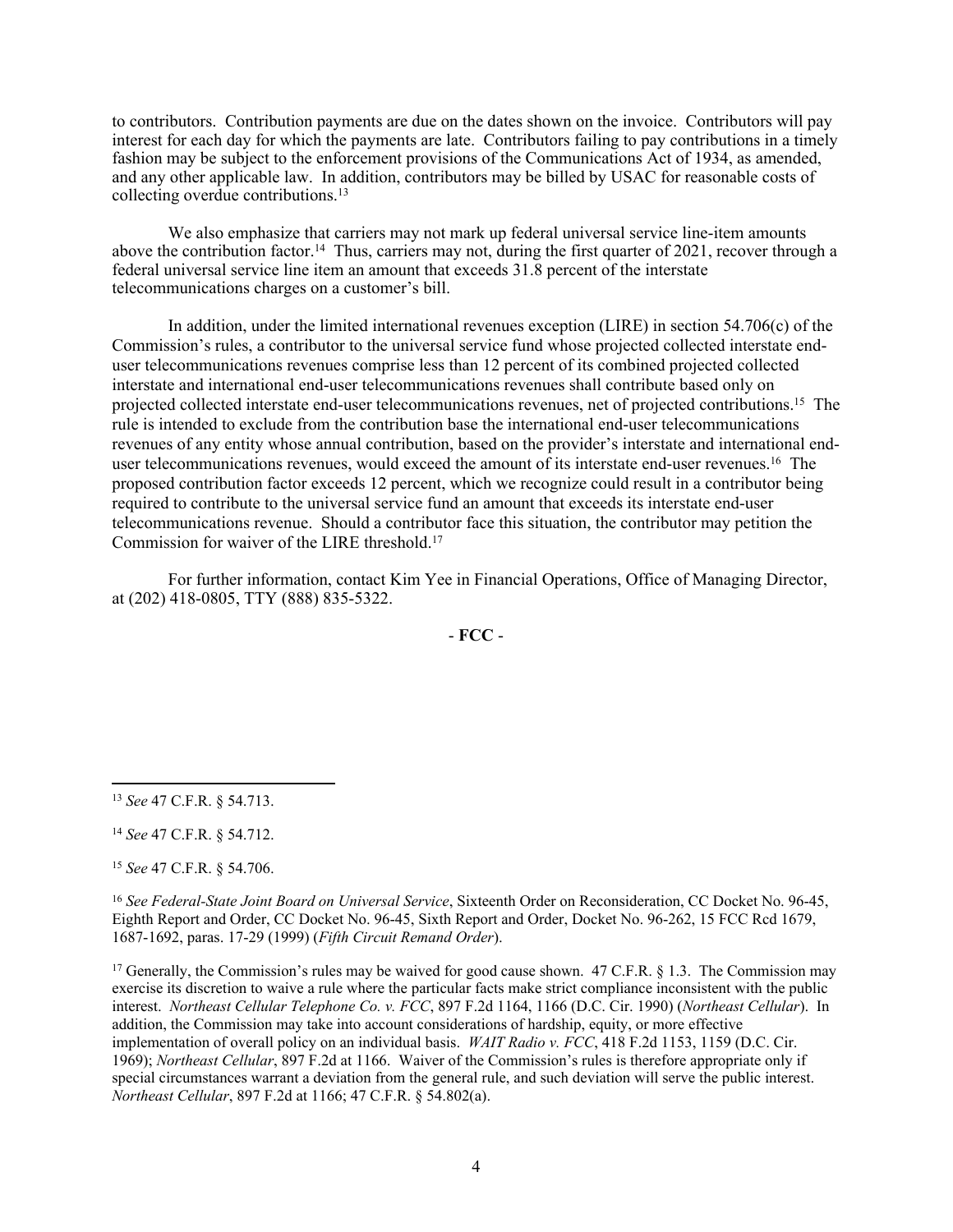to contributors. Contribution payments are due on the dates shown on the invoice. Contributors will pay interest for each day for which the payments are late. Contributors failing to pay contributions in a timely fashion may be subject to the enforcement provisions of the Communications Act of 1934, as amended, and any other applicable law. In addition, contributors may be billed by USAC for reasonable costs of collecting overdue contributions.[13]

We also emphasize that carriers may not mark up federal universal service line-item amounts above the contribution factor.[14] Thus, carriers may not, during the first quarter of 2021, recover through a federal universal service line item an amount that exceeds 31.8 percent of the interstate telecommunications charges on a customer's bill.

In addition, under the limited international revenues exception (LIRE) in section 54.706(c) of the Commission's rules, a contributor to the universal service fund whose projected collected interstate end-user telecommunications revenues comprise less than 12 percent of its combined projected collected interstate and international end-user telecommunications revenues shall contribute based only on projected collected interstate end-user telecommunications revenues, net of projected contributions.[15] The rule is intended to exclude from the contribution base the international end-user telecommunications revenues of any entity whose annual contribution, based on the provider's interstate and international end-user telecommunications revenues, would exceed the amount of its interstate end-user revenues.[16] The proposed contribution factor exceeds 12 percent, which we recognize could result in a contributor being required to contribute to the universal service fund an amount that exceeds its interstate end-user telecommunications revenue. Should a contributor face this situation, the contributor may petition the Commission for waiver of the LIRE threshold.[17]

For further information, contact Kim Yee in Financial Operations, Office of Managing Director, at (202) 418-0805, TTY (888) 835-5322.

\- **FCC** -

---

[13] *See* 47 C.F.R. § 54.713.

[14] *See* 47 C.F.R. § 54.712.

[15] *See* 47 C.F.R. § 54.706.

[16] *See Federal-State Joint Board on Universal Service*, Sixteenth Order on Reconsideration, CC Docket No. 96-45, Eighth Report and Order, CC Docket No. 96-45, Sixth Report and Order, Docket No. 96-262, 15 FCC Rcd 1679, 1687-1692, paras. 17-29 (1999) (*Fifth Circuit Remand Order*).

[17] Generally, the Commission's rules may be waived for good cause shown. 47 C.F.R. § 1.3. The Commission may exercise its discretion to waive a rule where the particular facts make strict compliance inconsistent with the public interest. *Northeast Cellular Telephone Co. v. FCC*, 897 F.2d 1164, 1166 (D.C. Cir. 1990) (*Northeast Cellular*). In addition, the Commission may take into account considerations of hardship, equity, or more effective implementation of overall policy on an individual basis. *WAIT Radio v. FCC*, 418 F.2d 1153, 1159 (D.C. Cir. 1969); *Northeast Cellular*, 897 F.2d at 1166. Waiver of the Commission's rules is therefore appropriate only if special circumstances warrant a deviation from the general rule, and such deviation will serve the public interest. *Northeast Cellular*, 897 F.2d at 1166; 47 C.F.R. § 54.802(a).